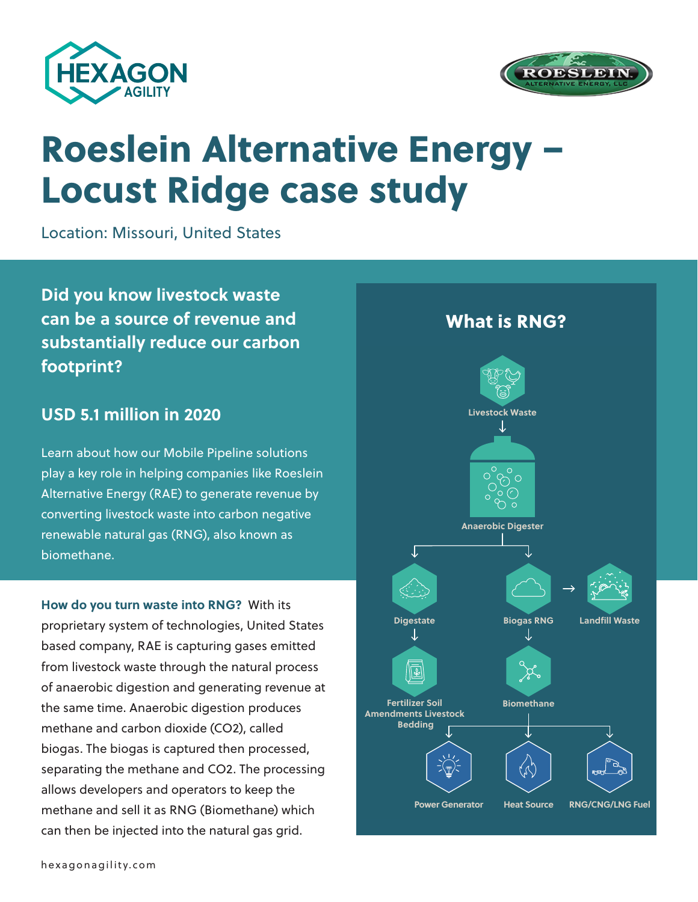# Roeslein Alternative Energy – Locust Ridge case study

Location: Missouri, United States

## Did you know livestock waste can be a source of revenue and substantially reduce our carbon footprint?

### USD 5.1 million in 2020

Learn about how our Mobile Pipeline solutions play a key role in helping companies like Roeslein Alternative Energy (RAE) to generate revenue by converting livestock waste into carbon negative renewable natural gas (RNG), also known as biomethane.

**How do you turn waste into RNG?** With its proprietary system of technologies, United States based company, RAE is capturing gases emitted from livestock waste through the natural process of anaerobic digestion and generating revenue at the same time. Anaerobic digestion produces methane and carbon dioxide ($CO_2$), called biogas. The biogas is captured then processed, separating the methane and $CO_2$. The processing allows developers and operators to keep the methane and sell it as RNG (Biomethane) which can then be injected into the natural gas grid.

## What is RNG?

Livestock Waste → Anaerobic Digester → Digestate / Biogas RNG

Digestate → Fertilizer Soil Amendments Livestock Bedding

Biogas RNG → Landfill Waste

Biogas RNG → Biomethane → Power Generator / Heat Source / RNG/CNG/LNG Fuel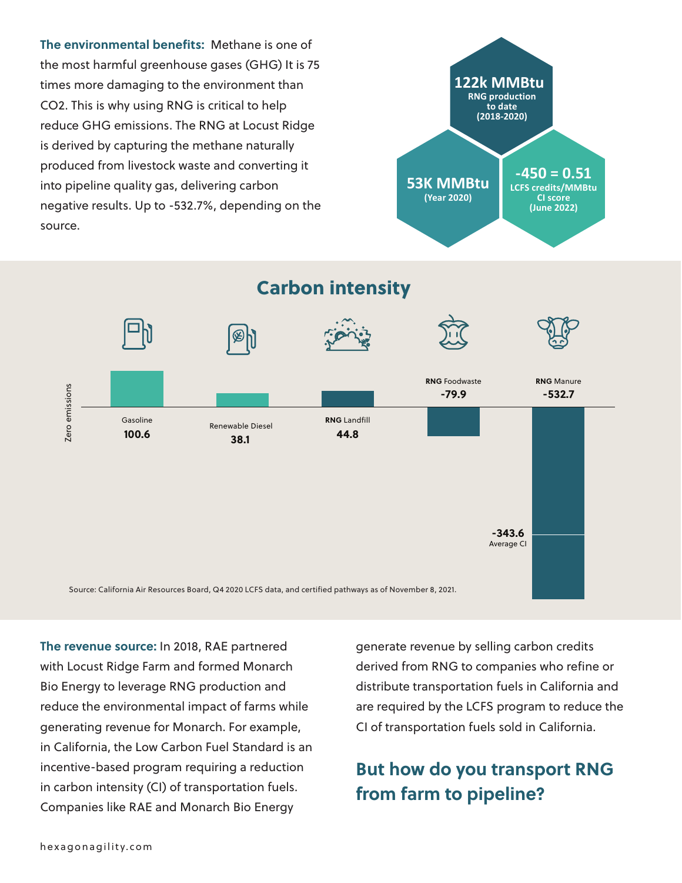**The environmental benefits:** Methane is one of the most harmful greenhouse gases (GHG) It is 75 times more damaging to the environment than $CO_2$. This is why using RNG is critical to help reduce GHG emissions. The RNG at Locust Ridge is derived by capturing the methane naturally produced from livestock waste and converting it into pipeline quality gas, delivering carbon negative results. Up to -532.7%, depending on the source.

**122k MMBtu**
RNG production to date (2018-2020)

**53K MMBtu**
(Year 2020)

**-450 = 0.51**
LCFS credits/MMBtu CI score (June 2022)

## Carbon intensity

| Fuel | Carbon intensity |
|---|---|
| Gasoline | 100.6 |
| Renewable Diesel | 38.1 |
| **RNG** Landfill | 44.8 |
| **RNG** Foodwaste | -79.9 |
| **RNG** Manure | -532.7 |

Zero emissions

-343.6 Average CI

Source: California Air Resources Board, Q4 2020 LCFS data, and certified pathways as of November 8, 2021.

**The revenue source:** In 2018, RAE partnered with Locust Ridge Farm and formed Monarch Bio Energy to leverage RNG production and reduce the environmental impact of farms while generating revenue for Monarch. For example, in California, the Low Carbon Fuel Standard is an incentive-based program requiring a reduction in carbon intensity (CI) of transportation fuels. Companies like RAE and Monarch Bio Energy generate revenue by selling carbon credits derived from RNG to companies who refine or distribute transportation fuels in California and are required by the LCFS program to reduce the CI of transportation fuels sold in California.

## But how do you transport RNG from farm to pipeline?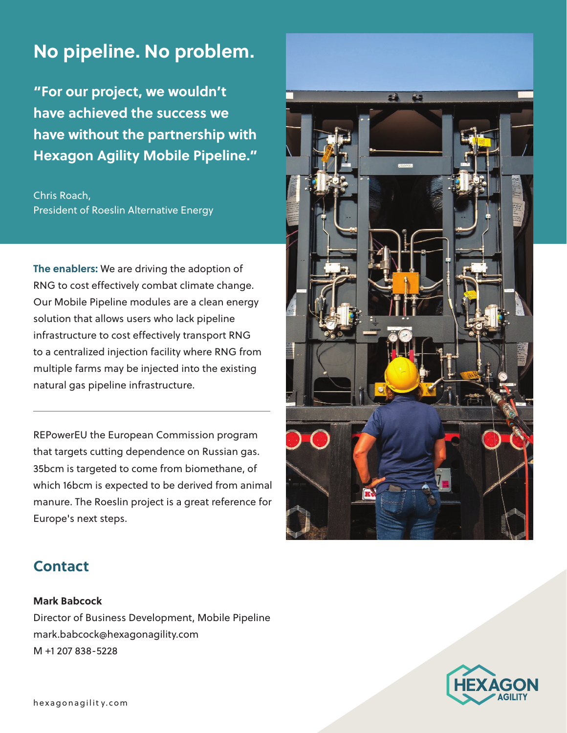# No pipeline. No problem.

**"For our project, we wouldn't have achieved the success we have without the partnership with Hexagon Agility Mobile Pipeline."**

Chris Roach,
President of Roeslin Alternative Energy

**The enablers:** We are driving the adoption of RNG to cost effectively combat climate change. Our Mobile Pipeline modules are a clean energy solution that allows users who lack pipeline infrastructure to cost effectively transport RNG to a centralized injection facility where RNG from multiple farms may be injected into the existing natural gas pipeline infrastructure.

---

REPowerEU the European Commission program that targets cutting dependence on Russian gas. 35bcm is targeted to come from biomethane, of which 16bcm is expected to be derived from animal manure. The Roeslin project is a great reference for Europe's next steps.

## Contact

**Mark Babcock**
Director of Business Development, Mobile Pipeline
mark.babcock@hexagonagility.com
M +1 207 838-5228

hexagonagility.com